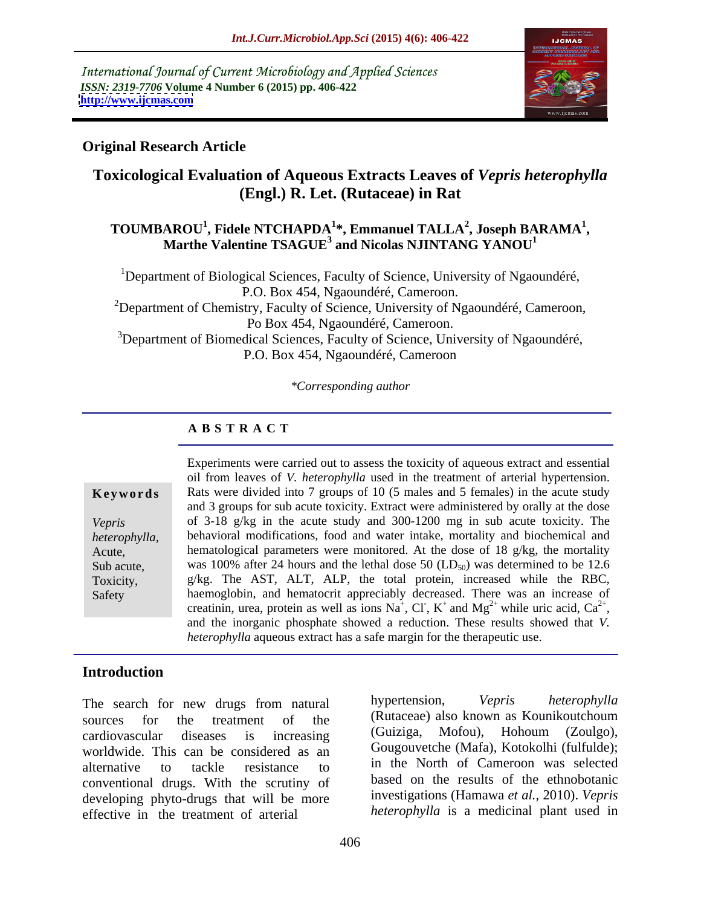International Journal of Current Microbiology and Applied Sciences
*ISSN: 2319-7706* **Volume 4 Number 6 (2015) pp. 406-422**
**http://www.ijcmas.com**

**Original Research Article**

# Toxicological Evaluation of Aqueous Extracts Leaves of *Vepris heterophylla* (Engl.) R. Let. (Rutaceae) in Rat

**TOUMBAROU[1], Fidele NTCHAPDA[1]\*, Emmanuel TALLA[2], Joseph BARAMA[1], Marthe Valentine TSAGUE[3] and Nicolas NJINTANG YANOU[1]**

[1]Department of Biological Sciences, Faculty of Science, University of Ngaoundéré, P.O. Box 454, Ngaoundéré, Cameroon.
[2]Department of Chemistry, Faculty of Science, University of Ngaoundéré, Cameroon, Po Box 454, Ngaoundéré, Cameroon.
[3]Department of Biomedical Sciences, Faculty of Science, University of Ngaoundéré, P.O. Box 454, Ngaoundéré, Cameroon

*\*Corresponding author*

## A B S T R A C T

**Keywords**

*Vepris heterophylla*, Acute, Sub acute, Toxicity, Safety

Experiments were carried out to assess the toxicity of aqueous extract and essential oil from leaves of *V. heterophylla* used in the treatment of arterial hypertension. Rats were divided into 7 groups of 10 (5 males and 5 females) in the acute study and 3 groups for sub acute toxicity. Extract were administered by orally at the dose of 3-18 g/kg in the acute study and 300-1200 mg in sub acute toxicity. The behavioral modifications, food and water intake, mortality and biochemical and hematological parameters were monitored. At the dose of 18 g/kg, the mortality was 100% after 24 hours and the lethal dose 50 ($LD_{50}$) was determined to be 12.6 g/kg. The AST, ALT, ALP, the total protein, increased while the RBC, haemoglobin, and hematocrit appreciably decreased. There was an increase of creatinin, urea, protein as well as ions $Na^+$, $Cl^-$, $K^+$ and $Mg^{2+}$ while uric acid, $Ca^{2+}$, and the inorganic phosphate showed a reduction. These results showed that *V. heterophylla* aqueous extract has a safe margin for the therapeutic use.

## Introduction

The search for new drugs from natural sources for the treatment of the cardiovascular diseases is increasing worldwide. This can be considered as an alternative to tackle resistance to conventional drugs. With the scrutiny of developing phyto-drugs that will be more effective in the treatment of arterial hypertension, *Vepris heterophylla* (Rutaceae) also known as Kounikoutchoum (Guiziga, Mofou), Hohoum (Zoulgo), Gougouvetche (Mafa), Kotokolhi (fulfulde); in the North of Cameroon was selected based on the results of the ethnobotanic investigations (Hamawa *et al.,* 2010). *Vepris heterophylla* is a medicinal plant used in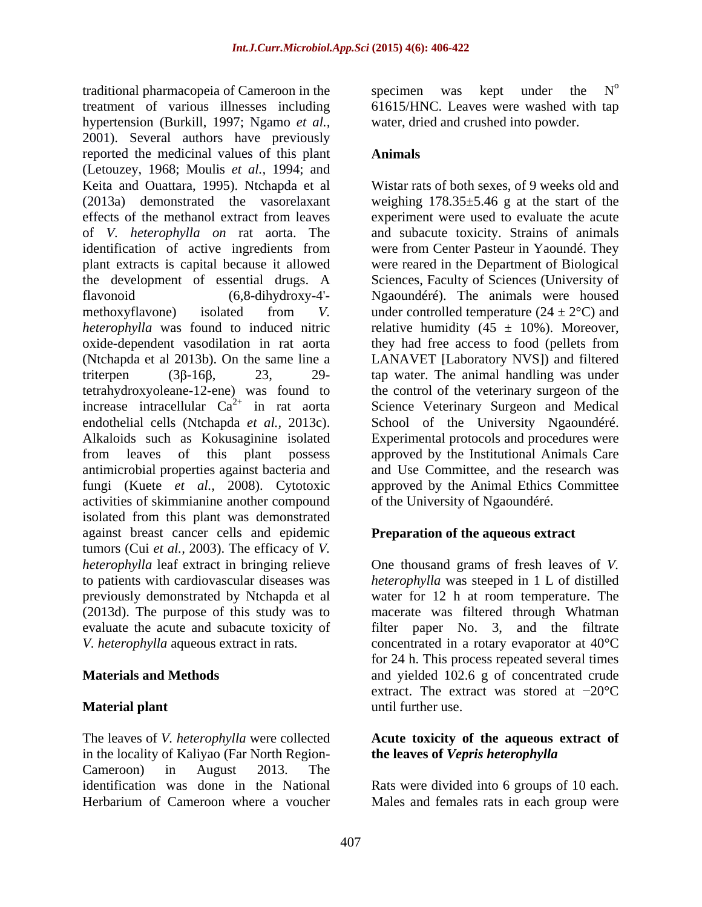traditional pharmacopeia of Cameroon in the treatment of various illnesses including hypertension (Burkill, 1997; Ngamo *et al.,* 2001). Several authors have previously reported the medicinal values of this plant (Letouzey, 1968; Moulis *et al.,* 1994; and Keita and Ouattara, 1995). Ntchapda et al (2013a) demonstrated the vasorelaxant effects of the methanol extract from leaves of *V. heterophylla on* rat aorta. The identification of active ingredients from plant extracts is capital because it allowed the development of essential drugs. A flavonoid (6,8-dihydroxy-4'-methoxyflavone) isolated from *V. heterophylla* was found to induced nitric oxide-dependent vasodilation in rat aorta (Ntchapda et al 2013b). On the same line a triterpen (3β-16β, 23, 29-tetrahydroxyoleane-12-ene) was found to increase intracellular $Ca^{2+}$ in rat aorta endothelial cells (Ntchapda *et al.,* 2013c). Alkaloids such as Kokusaginine isolated from leaves of this plant possess antimicrobial properties against bacteria and fungi (Kuete *et al.,* 2008). Cytotoxic activities of skimmianine another compound isolated from this plant was demonstrated against breast cancer cells and epidemic tumors (Cui *et al.,* 2003). The efficacy of *V. heterophylla* leaf extract in bringing relieve to patients with cardiovascular diseases was previously demonstrated by Ntchapda et al (2013d). The purpose of this study was to evaluate the acute and subacute toxicity of *V. heterophylla* aqueous extract in rats.

## Materials and Methods

### Material plant

The leaves of *V. heterophylla* were collected in the locality of Kaliyao (Far North Region-Cameroon) in August 2013. The identification was done in the National Herbarium of Cameroon where a voucher specimen was kept under the N° 61615/HNC. Leaves were washed with tap water, dried and crushed into powder.

### Animals

Wistar rats of both sexes, of 9 weeks old and weighing 178.35±5.46 g at the start of the experiment were used to evaluate the acute and subacute toxicity. Strains of animals were from Center Pasteur in Yaoundé. They were reared in the Department of Biological Sciences, Faculty of Sciences (University of Ngaoundéré). The animals were housed under controlled temperature (24 ± 2°C) and relative humidity (45 ± 10%). Moreover, they had free access to food (pellets from LANAVET [Laboratory NVS]) and filtered tap water. The animal handling was under the control of the veterinary surgeon of the Science Veterinary Surgeon and Medical School of the University Ngaoundéré. Experimental protocols and procedures were approved by the Institutional Animals Care and Use Committee, and the research was approved by the Animal Ethics Committee of the University of Ngaoundéré.

### Preparation of the aqueous extract

One thousand grams of fresh leaves of *V. heterophylla* was steeped in 1 L of distilled water for 12 h at room temperature. The macerate was filtered through Whatman filter paper No. 3, and the filtrate concentrated in a rotary evaporator at 40°C for 24 h. This process repeated several times and yielded 102.6 g of concentrated crude extract. The extract was stored at −20°C until further use.

### Acute toxicity of the aqueous extract of the leaves of *Vepris heterophylla*

Rats were divided into 6 groups of 10 each. Males and females rats in each group were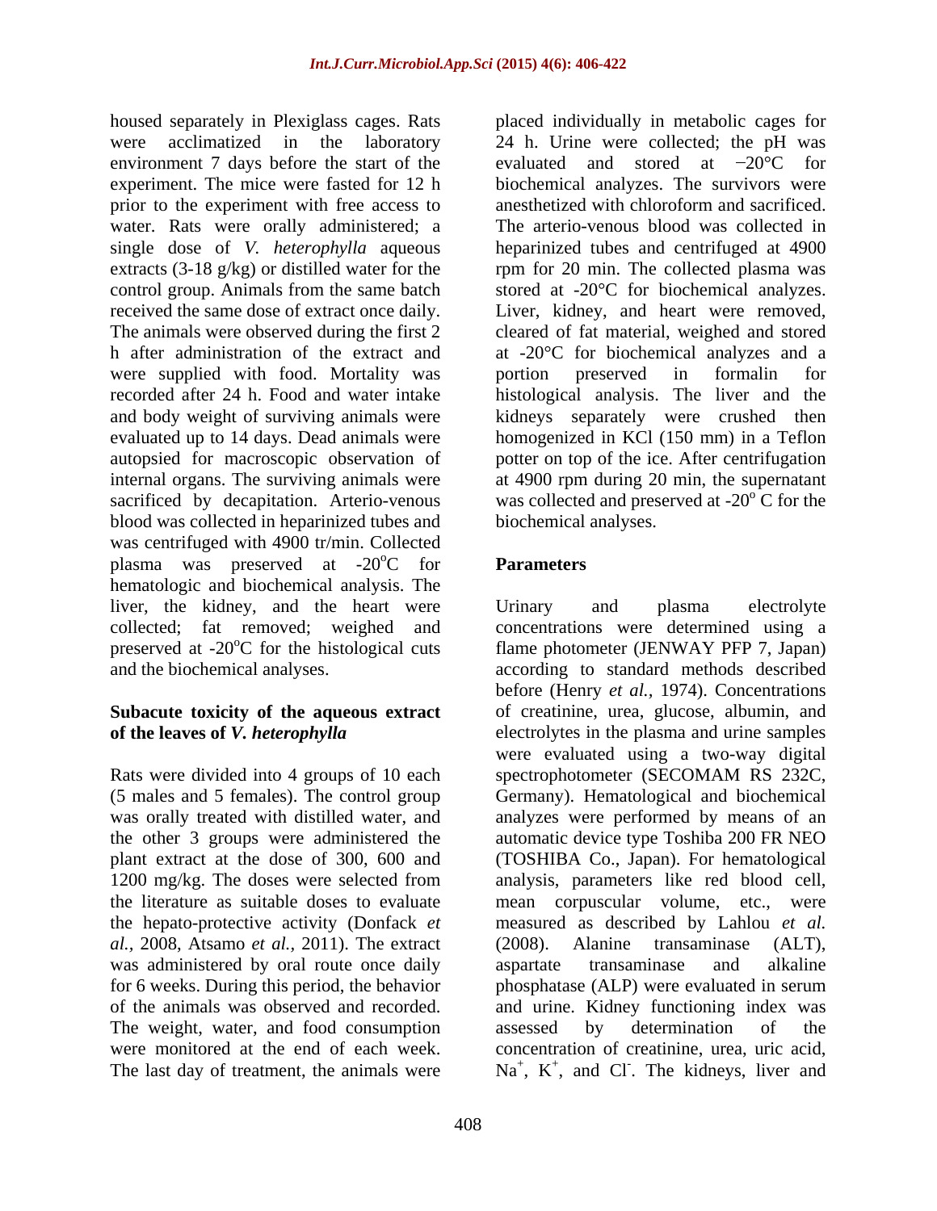housed separately in Plexiglass cages. Rats were acclimatized in the laboratory environment 7 days before the start of the experiment. The mice were fasted for 12 h prior to the experiment with free access to water. Rats were orally administered; a single dose of *V. heterophylla* aqueous extracts (3-18 g/kg) or distilled water for the control group. Animals from the same batch received the same dose of extract once daily. The animals were observed during the first 2 h after administration of the extract and were supplied with food. Mortality was recorded after 24 h. Food and water intake and body weight of surviving animals were evaluated up to 14 days. Dead animals were autopsied for macroscopic observation of internal organs. The surviving animals were sacrificed by decapitation. Arterio-venous blood was collected in heparinized tubes and was centrifuged with 4900 tr/min. Collected plasma was preserved at -20$^{o}$C for hematologic and biochemical analysis. The liver, the kidney, and the heart were collected; fat removed; weighed and preserved at -20$^{o}$C for the histological cuts and the biochemical analyses.

### Subacute toxicity of the aqueous extract of the leaves of *V. heterophylla*

Rats were divided into 4 groups of 10 each (5 males and 5 females). The control group was orally treated with distilled water, and the other 3 groups were administered the plant extract at the dose of 300, 600 and 1200 mg/kg. The doses were selected from the literature as suitable doses to evaluate the hepato-protective activity (Donfack *et al.*, 2008, Atsamo *et al.*, 2011). The extract was administered by oral route once daily for 6 weeks. During this period, the behavior of the animals was observed and recorded. The weight, water, and food consumption were monitored at the end of each week. The last day of treatment, the animals were placed individually in metabolic cages for 24 h. Urine were collected; the pH was evaluated and stored at −20°C for biochemical analyzes. The survivors were anesthetized with chloroform and sacrificed. The arterio-venous blood was collected in heparinized tubes and centrifuged at 4900 rpm for 20 min. The collected plasma was stored at -20°C for biochemical analyzes. Liver, kidney, and heart were removed, cleared of fat material, weighed and stored at -20°C for biochemical analyzes and a portion preserved in formalin for histological analysis. The liver and the kidneys separately were crushed then homogenized in KCl (150 mm) in a Teflon potter on top of the ice. After centrifugation at 4900 rpm during 20 min, the supernatant was collected and preserved at -20$^{o}$ C for the biochemical analyses.

### Parameters

Urinary and plasma electrolyte concentrations were determined using a flame photometer (JENWAY PFP 7, Japan) according to standard methods described before (Henry *et al.*, 1974). Concentrations of creatinine, urea, glucose, albumin, and electrolytes in the plasma and urine samples were evaluated using a two-way digital spectrophotometer (SECOMAM RS 232C, Germany). Hematological and biochemical analyzes were performed by means of an automatic device type Toshiba 200 FR NEO (TOSHIBA Co., Japan). For hematological analysis, parameters like red blood cell, mean corpuscular volume, etc., were measured as described by Lahlou *et al.* (2008). Alanine transaminase (ALT), aspartate transaminase and alkaline phosphatase (ALP) were evaluated in serum and urine. Kidney functioning index was assessed by determination of the concentration of creatinine, urea, uric acid, $Na^{+}$, $K^{+}$, and $Cl^{-}$. The kidneys, liver and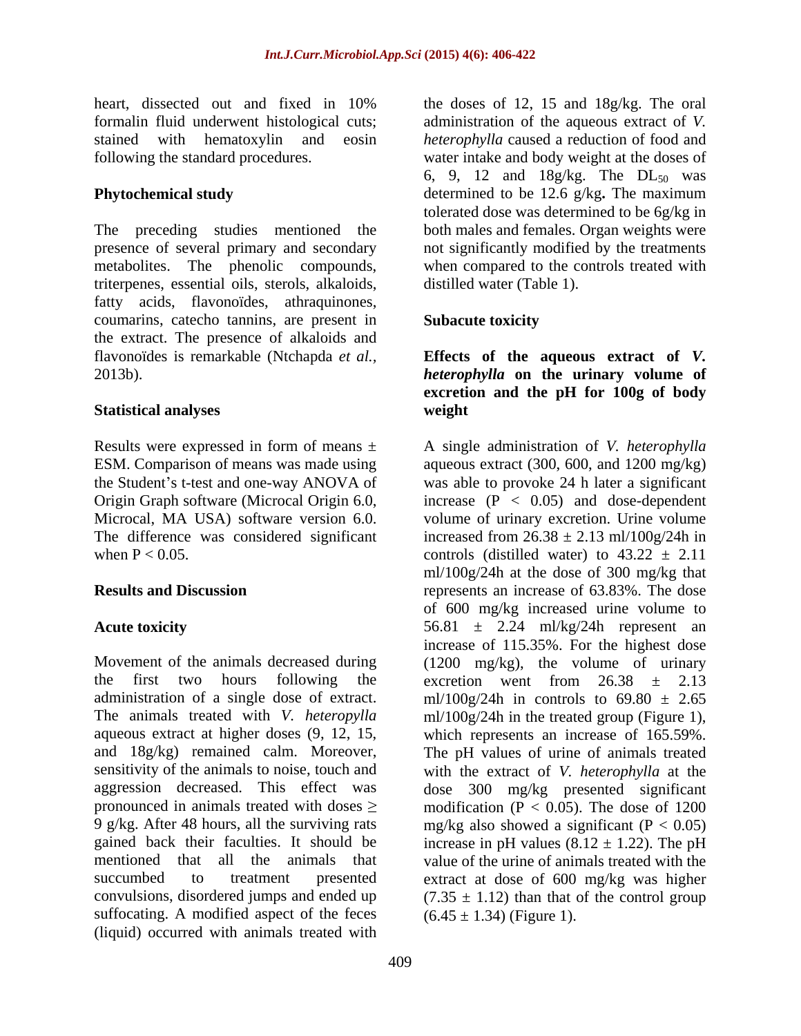heart, dissected out and fixed in 10% formalin fluid underwent histological cuts; stained with hematoxylin and eosin following the standard procedures.

### Phytochemical study

The preceding studies mentioned the presence of several primary and secondary metabolites. The phenolic compounds, triterpenes, essential oils, sterols, alkaloids, fatty acids, flavonoïdes, athraquinones, coumarins, catecho tannins, are present in the extract. The presence of alkaloids and flavonoïdes is remarkable (Ntchapda *et al.*, 2013b).

### Statistical analyses

Results were expressed in form of means ± ESM. Comparison of means was made using the Student's t-test and one-way ANOVA of Origin Graph software (Microcal Origin 6.0, Microcal, MA USA) software version 6.0. The difference was considered significant when $P < 0.05$.

## Results and Discussion

### Acute toxicity

Movement of the animals decreased during the first two hours following the administration of a single dose of extract. The animals treated with *V. heteropylla* aqueous extract at higher doses (9, 12, 15, and 18g/kg) remained calm. Moreover, sensitivity of the animals to noise, touch and aggression decreased. This effect was pronounced in animals treated with doses ≥ 9 g/kg. After 48 hours, all the surviving rats gained back their faculties. It should be mentioned that all the animals that succumbed to treatment presented convulsions, disordered jumps and ended up suffocating. A modified aspect of the feces (liquid) occurred with animals treated with the doses of 12, 15 and 18g/kg. The oral administration of the aqueous extract of *V. heterophylla* caused a reduction of food and water intake and body weight at the doses of 6, 9, 12 and 18g/kg. The $DL_{50}$ was determined to be 12.6 g/kg**.** The maximum tolerated dose was determined to be 6g/kg in both males and females. Organ weights were not significantly modified by the treatments when compared to the controls treated with distilled water (Table 1).

### Subacute toxicity

**Effects of the aqueous extract of *V. heterophylla* on the urinary volume of excretion and the pH for 100g of body weight**

A single administration of *V. heterophylla* aqueous extract (300, 600, and 1200 mg/kg) was able to provoke 24 h later a significant increase ($P < 0.05$) and dose-dependent volume of urinary excretion. Urine volume increased from 26.38 ± 2.13 ml/100g/24h in controls (distilled water) to 43.22 ± 2.11 ml/100g/24h at the dose of 300 mg/kg that represents an increase of 63.83%. The dose of 600 mg/kg increased urine volume to 56.81 ± 2.24 ml/kg/24h represent an increase of 115.35%. For the highest dose (1200 mg/kg), the volume of urinary excretion went from 26.38 ± 2.13 ml/100g/24h in controls to 69.80 ± 2.65 ml/100g/24h in the treated group (Figure 1), which represents an increase of 165.59%. The pH values of urine of animals treated with the extract of *V. heterophylla* at the dose 300 mg/kg presented significant modification ($P < 0.05$). The dose of 1200 mg/kg also showed a significant ($P < 0.05$) increase in pH values (8.12 ± 1.22). The pH value of the urine of animals treated with the extract at dose of 600 mg/kg was higher (7.35 ± 1.12) than that of the control group (6.45 ± 1.34) (Figure 1).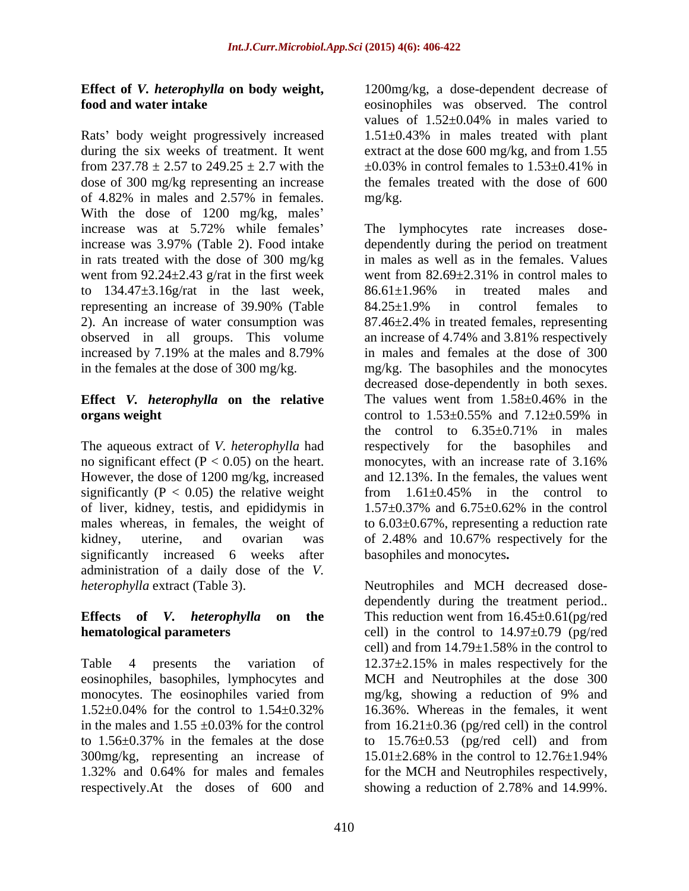### Effect of *V. heterophylla* on body weight, food and water intake

Rats' body weight progressively increased during the six weeks of treatment. It went from 237.78 ± 2.57 to 249.25 ± 2.7 with the dose of 300 mg/kg representing an increase of 4.82% in males and 2.57% in females. With the dose of 1200 mg/kg, males' increase was at 5.72% while females' increase was 3.97% (Table 2). Food intake in rats treated with the dose of 300 mg/kg went from 92.24±2.43 g/rat in the first week to 134.47±3.16g/rat in the last week, representing an increase of 39.90% (Table 2). An increase of water consumption was observed in all groups. This volume increased by 7.19% at the males and 8.79% in the females at the dose of 300 mg/kg.

### Effect *V. heterophylla* on the relative organs weight

The aqueous extract of *V. heterophylla* had no significant effect ($P < 0.05$) on the heart. However, the dose of 1200 mg/kg, increased significantly ($P < 0.05$) the relative weight of liver, kidney, testis, and epididymis in males whereas, in females, the weight of kidney, uterine, and ovarian was significantly increased 6 weeks after administration of a daily dose of the *V. heterophylla* extract (Table 3).

### Effects of *V. heterophylla* on the hematological parameters

Table 4 presents the variation of eosinophiles, basophiles, lymphocytes and monocytes. The eosinophiles varied from 1.52±0.04% for the control to 1.54±0.32% in the males and 1.55 ±0.03% for the control to 1.56±0.37% in the females at the dose 300mg/kg, representing an increase of 1.32% and 0.64% for males and females respectively.At the doses of 600 and 1200mg/kg, a dose-dependent decrease of eosinophiles was observed. The control values of 1.52±0.04% in males varied to 1.51±0.43% in males treated with plant extract at the dose 600 mg/kg, and from 1.55 ±0.03% in control females to 1.53±0.41% in the females treated with the dose of 600 mg/kg.

The lymphocytes rate increases dose-dependently during the period on treatment in males as well as in the females. Values went from 82.69±2.31% in control males to 86.61±1.96% in treated males and 84.25±1.9% in control females to 87.46±2.4% in treated females, representing an increase of 4.74% and 3.81% respectively in males and females at the dose of 300 mg/kg. The basophiles and the monocytes decreased dose-dependently in both sexes. The values went from 1.58±0.46% in the control to 1.53±0.55% and 7.12±0.59% in the control to 6.35±0.71% in males respectively for the basophiles and monocytes, with an increase rate of 3.16% and 12.13%. In the females, the values went from 1.61±0.45% in the control to 1.57±0.37% and 6.75±0.62% in the control to 6.03±0.67%, representing a reduction rate of 2.48% and 10.67% respectively for the basophiles and monocytes**.**

Neutrophiles and MCH decreased dose-dependently during the treatment period.. This reduction went from 16.45±0.61(pg/red cell) in the control to 14.97±0.79 (pg/red cell) and from 14.79±1.58% in the control to 12.37±2.15% in males respectively for the MCH and Neutrophiles at the dose 300 mg/kg, showing a reduction of 9% and 16.36%. Whereas in the females, it went from 16.21±0.36 (pg/red cell) in the control to 15.76±0.53 (pg/red cell) and from 15.01±2.68% in the control to 12.76±1.94% for the MCH and Neutrophiles respectively, showing a reduction of 2.78% and 14.99%.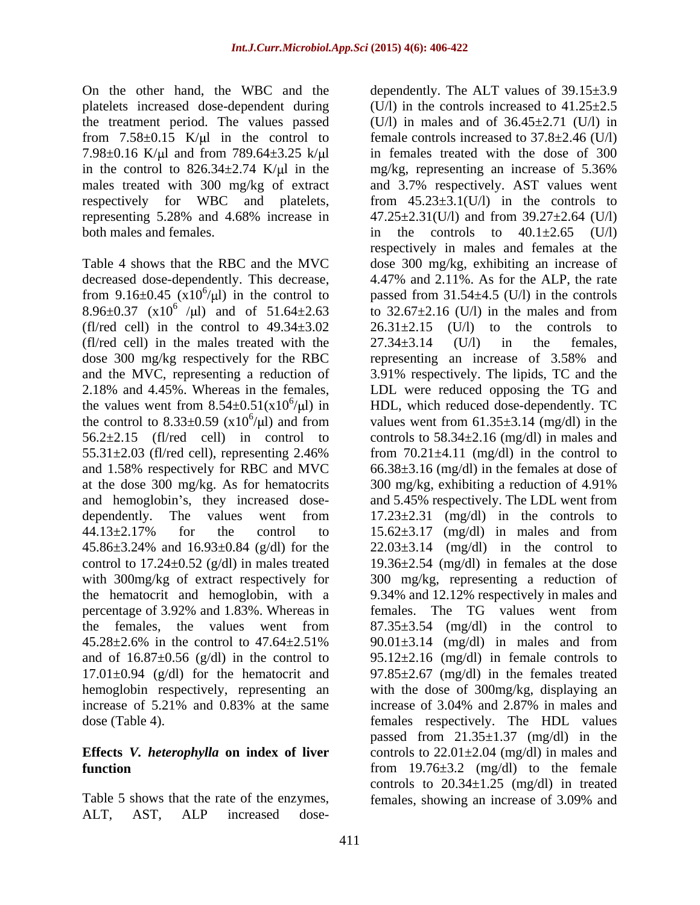On the other hand, the WBC and the platelets increased dose-dependent during the treatment period. The values passed from 7.58±0.15 K/μl in the control to 7.98±0.16 K/μl and from 789.64±3.25 k/μl in the control to 826.34±2.74 K/μl in the males treated with 300 mg/kg of extract respectively for WBC and platelets, representing 5.28% and 4.68% increase in both males and females.

Table 4 shows that the RBC and the MVC decreased dose-dependently. This decrease, from 9.16±0.45 ($x10^6$/μl) in the control to 8.96±0.37 ($x10^6$ /μl) and of 51.64±2.63 (fl/red cell) in the control to 49.34±3.02 (fl/red cell) in the males treated with the dose 300 mg/kg respectively for the RBC and the MVC, representing a reduction of 2.18% and 4.45%. Whereas in the females, the values went from 8.54±0.51($x10^6$/μl) in the control to 8.33±0.59 ($x10^6$/μl) and from 56.2±2.15 (fl/red cell) in control to 55.31±2.03 (fl/red cell), representing 2.46% and 1.58% respectively for RBC and MVC at the dose 300 mg/kg. As for hematocrits and hemoglobin's, they increased dose-dependently. The values went from 44.13±2.17% for the control to 45.86±3.24% and 16.93±0.84 (g/dl) for the control to 17.24±0.52 (g/dl) in males treated with 300mg/kg of extract respectively for the hematocrit and hemoglobin, with a percentage of 3.92% and 1.83%. Whereas in the females, the values went from 45.28±2.6% in the control to 47.64±2.51% and of 16.87±0.56 (g/dl) in the control to 17.01±0.94 (g/dl) for the hematocrit and hemoglobin respectively, representing an increase of 5.21% and 0.83% at the same dose (Table 4).

**Effects *V. heterophylla* on index of liver function**

Table 5 shows that the rate of the enzymes, ALT, AST, ALP increased dose-dependently. The ALT values of 39.15±3.9 (U/l) in the controls increased to 41.25±2.5 (U/l) in males and of 36.45±2.71 (U/l) in female controls increased to 37.8±2.46 (U/l) in females treated with the dose of 300 mg/kg, representing an increase of 5.36% and 3.7% respectively. AST values went from 45.23±3.1(U/l) in the controls to 47.25±2.31(U/l) and from 39.27±2.64 (U/l) in the controls to 40.1±2.65 (U/l) respectively in males and females at the dose 300 mg/kg, exhibiting an increase of 4.47% and 2.11%. As for the ALP, the rate passed from 31.54±4.5 (U/l) in the controls to 32.67±2.16 (U/l) in the males and from 26.31±2.15 (U/l) to the controls to 27.34±3.14 (U/l) in the females, representing an increase of 3.58% and 3.91% respectively. The lipids, TC and the LDL were reduced opposing the TG and HDL, which reduced dose-dependently. TC values went from 61.35±3.14 (mg/dl) in the controls to 58.34±2.16 (mg/dl) in males and from 70.21±4.11 (mg/dl) in the control to 66.38±3.16 (mg/dl) in the females at dose of 300 mg/kg, exhibiting a reduction of 4.91% and 5.45% respectively. The LDL went from 17.23±2.31 (mg/dl) in the controls to 15.62±3.17 (mg/dl) in males and from 22.03±3.14 (mg/dl) in the control to 19.36±2.54 (mg/dl) in females at the dose 300 mg/kg, representing a reduction of 9.34% and 12.12% respectively in males and females. The TG values went from 87.35±3.54 (mg/dl) in the control to 90.01±3.14 (mg/dl) in males and from 95.12±2.16 (mg/dl) in female controls to 97.85±2.67 (mg/dl) in the females treated with the dose of 300mg/kg, displaying an increase of 3.04% and 2.87% in males and females respectively. The HDL values passed from 21.35±1.37 (mg/dl) in the controls to 22.01±2.04 (mg/dl) in males and from 19.76±3.2 (mg/dl) to the female controls to 20.34±1.25 (mg/dl) in treated females, showing an increase of 3.09% and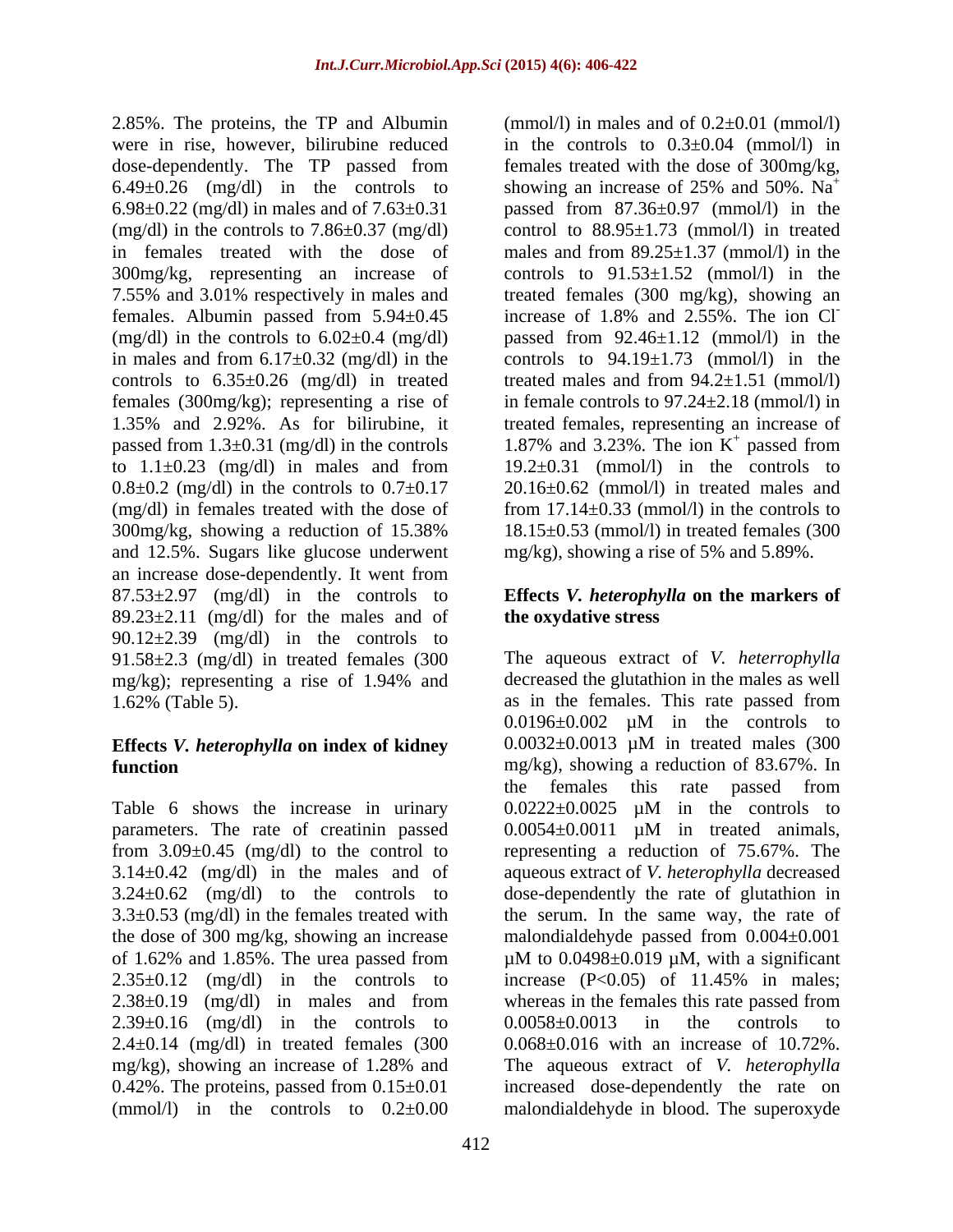2.85%. The proteins, the TP and Albumin were in rise, however, bilirubine reduced dose-dependently. The TP passed from 6.49±0.26 (mg/dl) in the controls to 6.98±0.22 (mg/dl) in males and of 7.63±0.31 (mg/dl) in the controls to 7.86±0.37 (mg/dl) in females treated with the dose of 300mg/kg, representing an increase of 7.55% and 3.01% respectively in males and females. Albumin passed from 5.94±0.45 (mg/dl) in the controls to 6.02±0.4 (mg/dl) in males and from 6.17±0.32 (mg/dl) in the controls to 6.35±0.26 (mg/dl) in treated females (300mg/kg); representing a rise of 1.35% and 2.92%. As for bilirubine, it passed from 1.3±0.31 (mg/dl) in the controls to 1.1±0.23 (mg/dl) in males and from 0.8±0.2 (mg/dl) in the controls to 0.7±0.17 (mg/dl) in females treated with the dose of 300mg/kg, showing a reduction of 15.38% and 12.5%. Sugars like glucose underwent an increase dose-dependently. It went from 87.53±2.97 (mg/dl) in the controls to 89.23±2.11 (mg/dl) for the males and of 90.12±2.39 (mg/dl) in the controls to 91.58±2.3 (mg/dl) in treated females (300 mg/kg); representing a rise of 1.94% and 1.62% (Table 5).

## Effects *V. heterophylla* on index of kidney function

Table 6 shows the increase in urinary parameters. The rate of creatinin passed from 3.09±0.45 (mg/dl) to the control to 3.14±0.42 (mg/dl) in the males and of 3.24±0.62 (mg/dl) to the controls to 3.3±0.53 (mg/dl) in the females treated with the dose of 300 mg/kg, showing an increase of 1.62% and 1.85%. The urea passed from 2.35±0.12 (mg/dl) in the controls to 2.38±0.19 (mg/dl) in males and from 2.39±0.16 (mg/dl) in the controls to 2.4±0.14 (mg/dl) in treated females (300 mg/kg), showing an increase of 1.28% and 0.42%. The proteins, passed from 0.15±0.01 (mmol/l) in the controls to 0.2±0.00 (mmol/l) in males and of 0.2±0.01 (mmol/l) in the controls to 0.3±0.04 (mmol/l) in females treated with the dose of 300mg/kg, showing an increase of 25% and 50%. $Na^+$ passed from 87.36±0.97 (mmol/l) in the control to 88.95±1.73 (mmol/l) in treated males and from 89.25±1.37 (mmol/l) in the controls to 91.53±1.52 (mmol/l) in the treated females (300 mg/kg), showing an increase of 1.8% and 2.55%. The ion $Cl^-$ passed from 92.46±1.12 (mmol/l) in the controls to 94.19±1.73 (mmol/l) in the treated males and from 94.2±1.51 (mmol/l) in female controls to 97.24±2.18 (mmol/l) in treated females, representing an increase of 1.87% and 3.23%. The ion $K^+$ passed from 19.2±0.31 (mmol/l) in the controls to 20.16±0.62 (mmol/l) in treated males and from 17.14±0.33 (mmol/l) in the controls to 18.15±0.53 (mmol/l) in treated females (300 mg/kg), showing a rise of 5% and 5.89%.

## Effects *V. heterophylla* on the markers of the oxydative stress

The aqueous extract of *V. heterrophylla* decreased the glutathion in the males as well as in the females. This rate passed from 0.0196±0.002 µM in the controls to 0.0032±0.0013 µM in treated males (300 mg/kg), showing a reduction of 83.67%. In the females this rate passed from 0.0222±0.0025 µM in the controls to 0.0054±0.0011 µM in treated animals, representing a reduction of 75.67%. The aqueous extract of *V. heterophylla* decreased dose-dependently the rate of glutathion in the serum. In the same way, the rate of malondialdehyde passed from 0.004±0.001 µM to 0.0498±0.019 µM, with a significant increase ($P<0.05$) of 11.45% in males; whereas in the females this rate passed from 0.0058±0.0013 in the controls to 0.068±0.016 with an increase of 10.72%. The aqueous extract of *V. heterophylla* increased dose-dependently the rate on malondialdehyde in blood. The superoxyde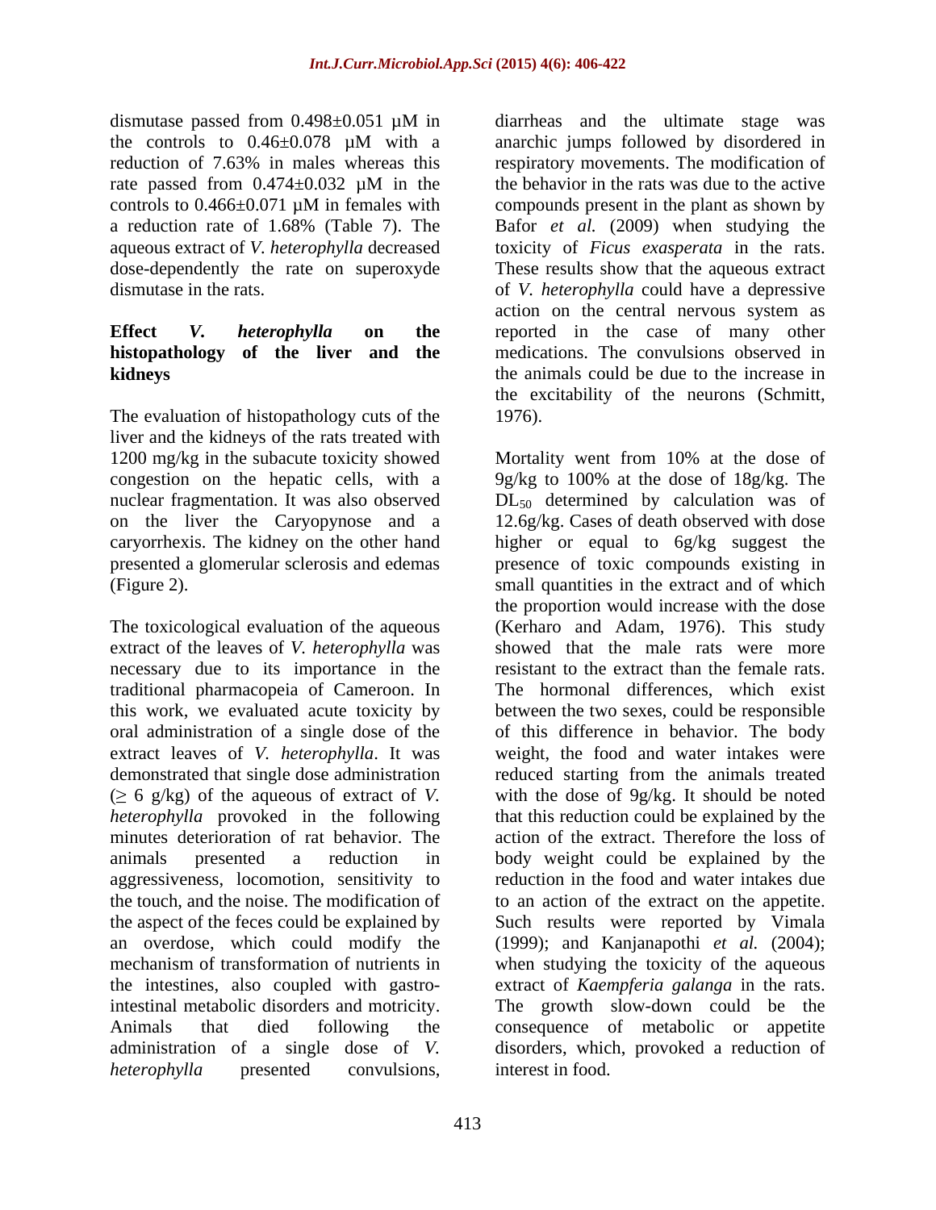dismutase passed from 0.498±0.051 µM in the controls to 0.46±0.078 µM with a reduction of 7.63% in males whereas this rate passed from 0.474±0.032 µM in the controls to 0.466±0.071 µM in females with a reduction rate of 1.68% (Table 7). The aqueous extract of *V. heterophylla* decreased dose-dependently the rate on superoxyde dismutase in the rats.

**Effect *V. heterophylla* on the histopathology of the liver and the kidneys**

The evaluation of histopathology cuts of the liver and the kidneys of the rats treated with 1200 mg/kg in the subacute toxicity showed congestion on the hepatic cells, with a nuclear fragmentation. It was also observed on the liver the Caryopynose and a caryorrhexis. The kidney on the other hand presented a glomerular sclerosis and edemas (Figure 2).

The toxicological evaluation of the aqueous extract of the leaves of *V. heterophylla* was necessary due to its importance in the traditional pharmacopeia of Cameroon. In this work, we evaluated acute toxicity by oral administration of a single dose of the extract leaves of *V. heterophylla*. It was demonstrated that single dose administration (≥ 6 g/kg) of the aqueous of extract of *V. heterophylla* provoked in the following minutes deterioration of rat behavior. The animals presented a reduction in aggressiveness, locomotion, sensitivity to the touch, and the noise. The modification of the aspect of the feces could be explained by an overdose, which could modify the mechanism of transformation of nutrients in the intestines, also coupled with gastro-intestinal metabolic disorders and motricity. Animals that died following the administration of a single dose of *V. heterophylla* presented convulsions, diarrheas and the ultimate stage was anarchic jumps followed by disordered in respiratory movements. The modification of the behavior in the rats was due to the active compounds present in the plant as shown by Bafor *et al.* (2009) when studying the toxicity of *Ficus exasperata* in the rats. These results show that the aqueous extract of *V. heterophylla* could have a depressive action on the central nervous system as reported in the case of many other medications. The convulsions observed in the animals could be due to the increase in the excitability of the neurons (Schmitt, 1976).

Mortality went from 10% at the dose of 9g/kg to 100% at the dose of 18g/kg. The $DL_{50}$ determined by calculation was of 12.6g/kg. Cases of death observed with dose higher or equal to 6g/kg suggest the presence of toxic compounds existing in small quantities in the extract and of which the proportion would increase with the dose (Kerharo and Adam, 1976). This study showed that the male rats were more resistant to the extract than the female rats. The hormonal differences, which exist between the two sexes, could be responsible of this difference in behavior. The body weight, the food and water intakes were reduced starting from the animals treated with the dose of 9g/kg. It should be noted that this reduction could be explained by the action of the extract. Therefore the loss of body weight could be explained by the reduction in the food and water intakes due to an action of the extract on the appetite. Such results were reported by Vimala (1999); and Kanjanapothi *et al.* (2004); when studying the toxicity of the aqueous extract of *Kaempferia galanga* in the rats. The growth slow-down could be the consequence of metabolic or appetite disorders, which, provoked a reduction of interest in food.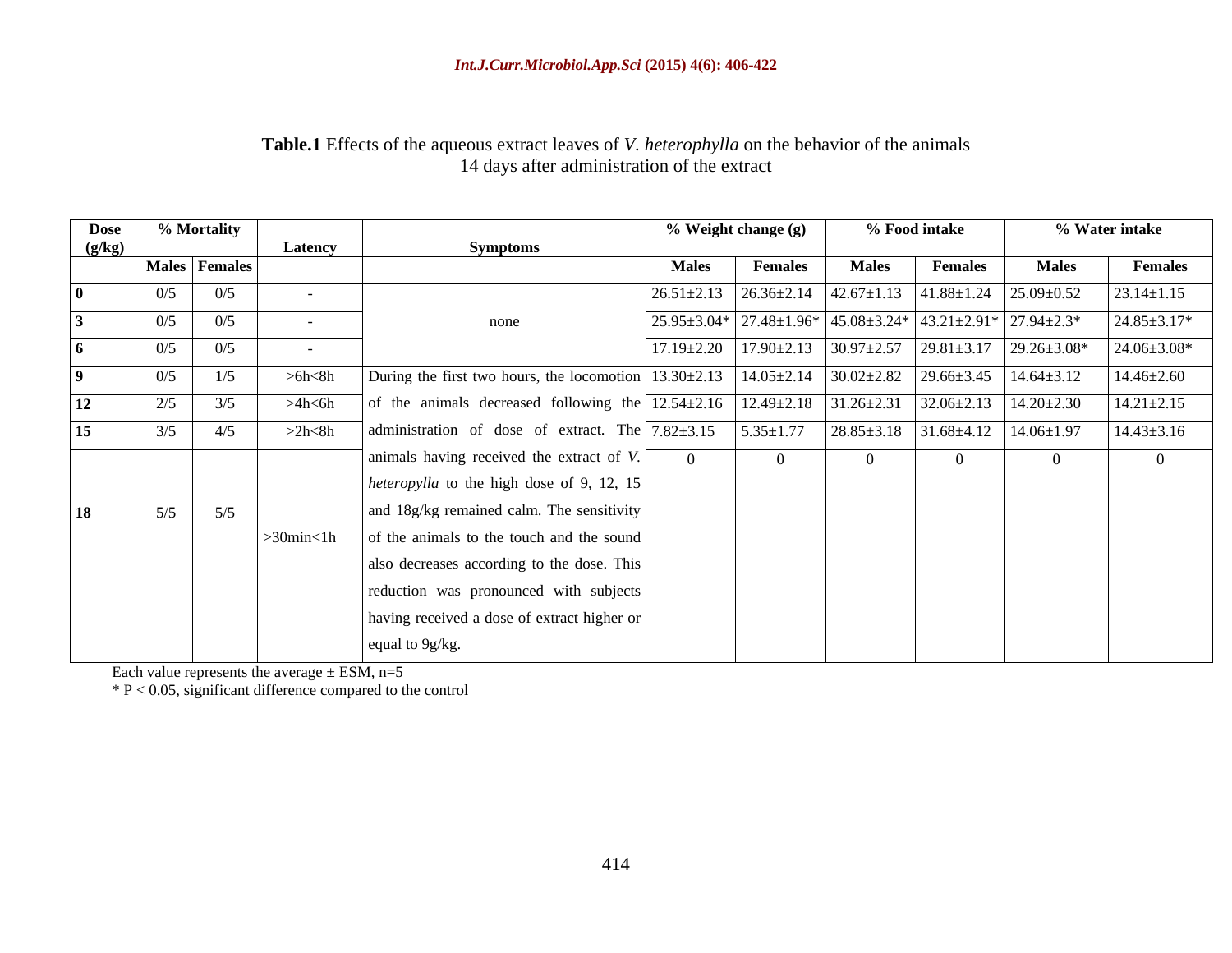**Table.1** Effects of the aqueous extract leaves of *V. heterophylla* on the behavior of the animals 14 days after administration of the extract

| Dose (g/kg) | % Mortality | | Latency | Symptoms | % Weight change (g) | | % Food intake | | % Water intake | |
|---|---|---|---|---|---|---|---|---|---|---|
| | Males | Females | | | Males | Females | Males | Females | Males | Females |
| **0** | 0/5 | 0/5 | - | none | 26.51±2.13 | 26.36±2.14 | 42.67±1.13 | 41.88±1.24 | 25.09±0.52 | 23.14±1.15 |
| **3** | 0/5 | 0/5 | - | | 25.95±3.04* | 27.48±1.96* | 45.08±3.24* | 43.21±2.91* | 27.94±2.3* | 24.85±3.17* |
| **6** | 0/5 | 0/5 | - | | 17.19±2.20 | 17.90±2.13 | 30.97±2.57 | 29.81±3.17 | 29.26±3.08* | 24.06±3.08* |
| **9** | 0/5 | 1/5 | >6h<8h | During the first two hours, the locomotion of the animals decreased following the administration of dose of extract. The animals having received the extract of *V. heteropylla* to the high dose of 9, 12, 15 and 18g/kg remained calm. The sensitivity of the animals to the touch and the sound also decreases according to the dose. This reduction was pronounced with subjects having received a dose of extract higher or equal to 9g/kg. | 13.30±2.13 | 14.05±2.14 | 30.02±2.82 | 29.66±3.45 | 14.64±3.12 | 14.46±2.60 |
| **12** | 2/5 | 3/5 | >4h<6h | | 12.54±2.16 | 12.49±2.18 | 31.26±2.31 | 32.06±2.13 | 14.20±2.30 | 14.21±2.15 |
| **15** | 3/5 | 4/5 | >2h<8h | | 7.82±3.15 | 5.35±1.77 | 28.85±3.18 | 31.68±4.12 | 14.06±1.97 | 14.43±3.16 |
| **18** | 5/5 | 5/5 | >30min<1h | | 0 | 0 | 0 | 0 | 0 | 0 |

Each value represents the average ± ESM, n=5

* $P < 0.05$, significant difference compared to the control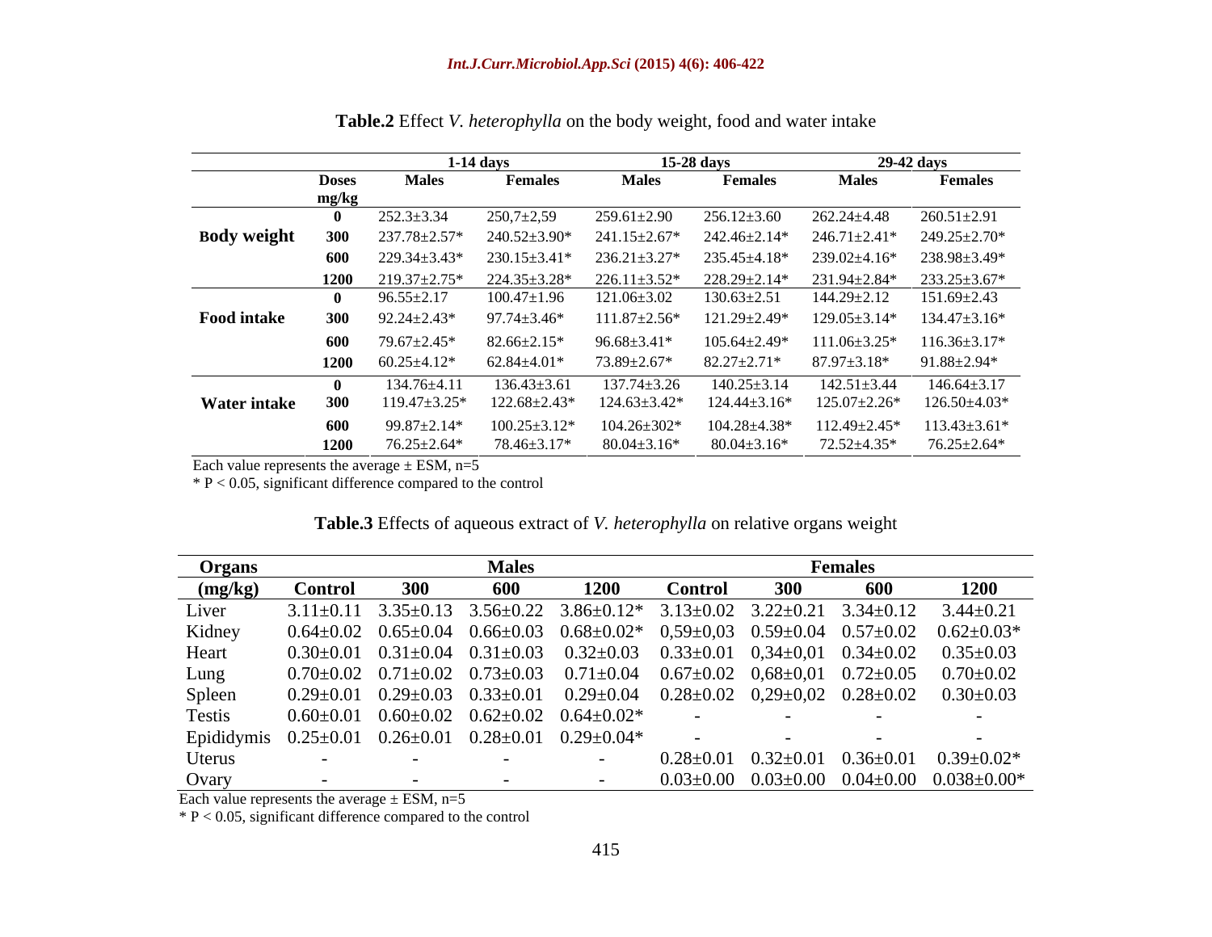**Table.2** Effect *V. heterophylla* on the body weight, food and water intake

| | | 1-14 days | | 15-28 days | | 29-42 days | |
|---|---|---|---|---|---|---|---|
| | Doses mg/kg | Males | Females | Males | Females | Males | Females |
| **Body weight** | 0 | 252.3±3.34 | 250,7±2,59 | 259.61±2.90 | 256.12±3.60 | 262.24±4.48 | 260.51±2.91 |
| | 300 | 237.78±2.57* | 240.52±3.90* | 241.15±2.67* | 242.46±2.14* | 246.71±2.41* | 249.25±2.70* |
| | 600 | 229.34±3.43* | 230.15±3.41* | 236.21±3.27* | 235.45±4.18* | 239.02±4.16* | 238.98±3.49* |
| | 1200 | 219.37±2.75* | 224.35±3.28* | 226.11±3.52* | 228.29±2.14* | 231.94±2.84* | 233.25±3.67* |
| **Food intake** | 0 | 96.55±2.17 | 100.47±1.96 | 121.06±3.02 | 130.63±2.51 | 144.29±2.12 | 151.69±2.43 |
| | 300 | 92.24±2.43* | 97.74±3.46* | 111.87±2.56* | 121.29±2.49* | 129.05±3.14* | 134.47±3.16* |
| | 600 | 79.67±2.45* | 82.66±2.15* | 96.68±3.41* | 105.64±2.49* | 111.06±3.25* | 116.36±3.17* |
| | 1200 | 60.25±4.12* | 62.84±4.01* | 73.89±2.67* | 82.27±2.71* | 87.97±3.18* | 91.88±2.94* |
| **Water intake** | 0 | 134.76±4.11 | 136.43±3.61 | 137.74±3.26 | 140.25±3.14 | 142.51±3.44 | 146.64±3.17 |
| | 300 | 119.47±3.25* | 122.68±2.43* | 124.63±3.42* | 124.44±3.16* | 125.07±2.26* | 126.50±4.03* |
| | 600 | 99.87±2.14* | 100.25±3.12* | 104.26±302* | 104.28±4.38* | 112.49±2.45* | 113.43±3.61* |
| | 1200 | 76.25±2.64* | 78.46±3.17* | 80.04±3.16* | 80.04±3.16* | 72.52±4.35* | 76.25±2.64* |

Each value represents the average ± ESM, n=5

* $P < 0.05$, significant difference compared to the control

**Table.3** Effects of aqueous extract of *V. heterophylla* on relative organs weight

| Organs | Males | | | | Females | | | |
|---|---|---|---|---|---|---|---|---|
| (mg/kg) | Control | 300 | 600 | 1200 | Control | 300 | 600 | 1200 |
| Liver | 3.11±0.11 | 3.35±0.13 | 3.56±0.22 | 3.86±0.12* | 3.13±0.02 | 3.22±0.21 | 3.34±0.12 | 3.44±0.21 |
| Kidney | 0.64±0.02 | 0.65±0.04 | 0.66±0.03 | 0.68±0.02* | 0,59±0,03 | 0.59±0.04 | 0.57±0.02 | 0.62±0.03* |
| Heart | 0.30±0.01 | 0.31±0.04 | 0.31±0.03 | 0.32±0.03 | 0.33±0.01 | 0,34±0,01 | 0.34±0.02 | 0.35±0.03 |
| Lung | 0.70±0.02 | 0.71±0.02 | 0.73±0.03 | 0.71±0.04 | 0.67±0.02 | 0,68±0,01 | 0.72±0.05 | 0.70±0.02 |
| Spleen | 0.29±0.01 | 0.29±0.03 | 0.33±0.01 | 0.29±0.04 | 0.28±0.02 | 0,29±0,02 | 0.28±0.02 | 0.30±0.03 |
| Testis | 0.60±0.01 | 0.60±0.02 | 0.62±0.02 | 0.64±0.02* | - | - | - | - |
| Epididymis | 0.25±0.01 | 0.26±0.01 | 0.28±0.01 | 0.29±0.04* | - | - | - | - |
| Uterus | - | - | - | - | 0.28±0.01 | 0.32±0.01 | 0.36±0.01 | 0.39±0.02* |
| Ovary | - | - | - | - | 0.03±0.00 | 0.03±0.00 | 0.04±0.00 | 0.038±0.00* |

Each value represents the average ± ESM, n=5

* $P < 0.05$, significant difference compared to the control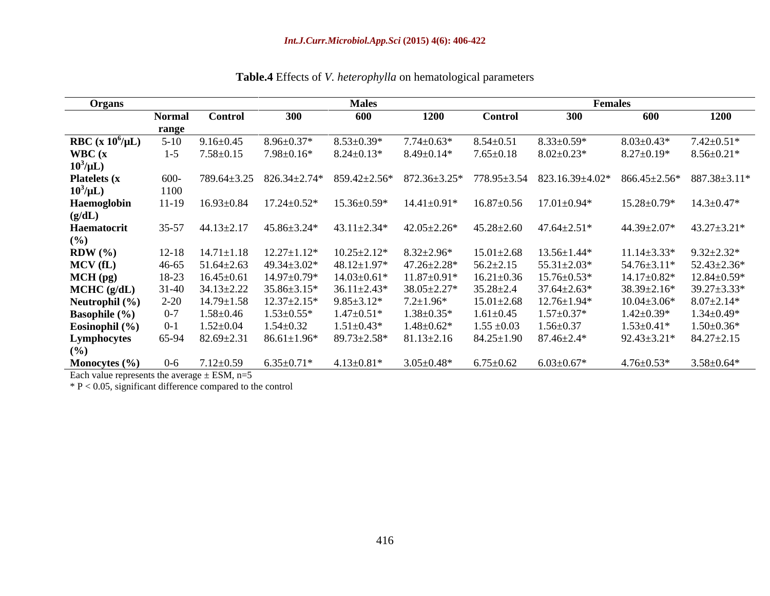**Table.4** Effects of *V. heterophylla* on hematological parameters

| Organs | | Males | | | | Females | | | |
|---|---|---|---|---|---|---|---|---|---|
| | Normal range | Control | 300 | 600 | 1200 | Control | 300 | 600 | 1200 |
| **RBC (x $10^6$/µL)** | 5-10 | 9.16±0.45 | 8.96±0.37* | 8.53±0.39* | 7.74±0.63* | 8.54±0.51 | 8.33±0.59* | 8.03±0.43* | 7.42±0.51* |
| **WBC (x $10^3$/µL)** | 1-5 | 7.58±0.15 | 7.98±0.16* | 8.24±0.13* | 8.49±0.14* | 7.65±0.18 | 8.02±0.23* | 8.27±0.19* | 8.56±0.21* |
| **Platelets (x $10^3$/µL)** | 600-1100 | 789.64±3.25 | 826.34±2.74* | 859.42±2.56* | 872.36±3.25* | 778.95±3.54 | 823.16.39±4.02* | 866.45±2.56* | 887.38±3.11* |
| **Haemoglobin (g/dL)** | 11-19 | 16.93±0.84 | 17.24±0.52* | 15.36±0.59* | 14.41±0.91* | 16.87±0.56 | 17.01±0.94* | 15.28±0.79* | 14.3±0.47* |
| **Haematocrit (%)** | 35-57 | 44.13±2.17 | 45.86±3.24* | 43.11±2.34* | 42.05±2.26* | 45.28±2.60 | 47.64±2.51* | 44.39±2.07* | 43.27±3.21* |
| **RDW (%)** | 12-18 | 14.71±1.18 | 12.27±1.12* | 10.25±2.12* | 8.32±2.96* | 15.01±2.68 | 13.56±1.44* | 11.14±3.33* | 9.32±2.32* |
| **MCV (fL)** | 46-65 | 51.64±2.63 | 49.34±3.02* | 48.12±1.97* | 47.26±2.28* | 56.2±2.15 | 55.31±2.03* | 54.76±3.11* | 52.43±2.36* |
| **MCH (pg)** | 18-23 | 16.45±0.61 | 14.97±0.79* | 14.03±0.61* | 11.87±0.91* | 16.21±0.36 | 15.76±0.53* | 14.17±0.82* | 12.84±0.59* |
| **MCHC (g/dL)** | 31-40 | 34.13±2.22 | 35.86±3.15* | 36.11±2.43* | 38.05±2.27* | 35.28±2.4 | 37.64±2.63* | 38.39±2.16* | 39.27±3.33* |
| **Neutrophil (%)** | 2-20 | 14.79±1.58 | 12.37±2.15* | 9.85±3.12* | 7.2±1.96* | 15.01±2.68 | 12.76±1.94* | 10.04±3.06* | 8.07±2.14* |
| **Basophile (%)** | 0-7 | 1.58±0.46 | 1.53±0.55* | 1.47±0.51* | 1.38±0.35* | 1.61±0.45 | 1.57±0.37* | 1.42±0.39* | 1.34±0.49* |
| **Eosinophil (%)** | 0-1 | 1.52±0.04 | 1.54±0.32 | 1.51±0.43* | 1.48±0.62* | 1.55 ±0.03 | 1.56±0.37 | 1.53±0.41* | 1.50±0.36* |
| **Lymphocytes (%)** | 65-94 | 82.69±2.31 | 86.61±1.96* | 89.73±2.58* | 81.13±2.16 | 84.25±1.90 | 87.46±2.4* | 92.43±3.21* | 84.27±2.15 |
| **Monocytes (%)** | 0-6 | 7.12±0.59 | 6.35±0.71* | 4.13±0.81* | 3.05±0.48* | 6.75±0.62 | 6.03±0.67* | 4.76±0.53* | 3.58±0.64* |

Each value represents the average ± ESM, n=5

* $P < 0.05$, significant difference compared to the control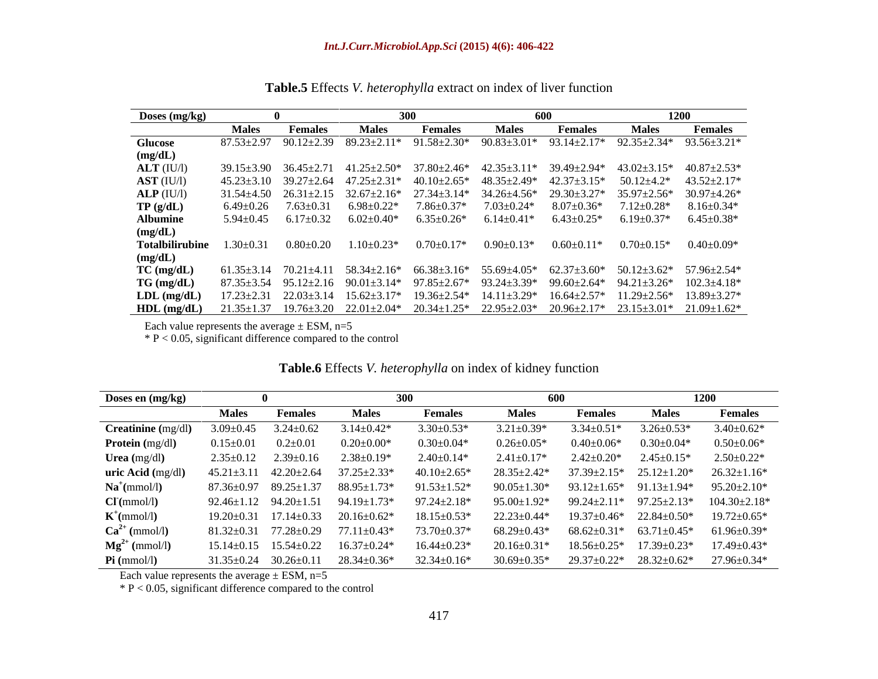**Table.5** Effects *V. heterophylla* extract on index of liver function

| Doses (mg/kg) | 0 | | 300 | | 600 | | 1200 | |
|---|---|---|---|---|---|---|---|---|
| | Males | Females | Males | Females | Males | Females | Males | Females |
| **Glucose (mg/dL)** | 87.53±2.97 | 90.12±2.39 | 89.23±2.11* | 91.58±2.30* | 90.83±3.01* | 93.14±2.17* | 92.35±2.34* | 93.56±3.21* |
| **ALT** (IU/l) | 39.15±3.90 | 36.45±2.71 | 41.25±2.50* | 37.80±2.46* | 42.35±3.11* | 39.49±2.94* | 43.02±3.15* | 40.87±2.53* |
| **AST** (IU/l) | 45.23±3.10 | 39.27±2.64 | 47.25±2.31* | 40.10±2.65* | 48.35±2.49* | 42.37±3.15* | 50.12±4.2* | 43.52±2.17* |
| **ALP** (IU/l) | 31.54±4.50 | 26.31±2.15 | 32.67±2.16* | 27.34±3.14* | 34.26±4.56* | 29.30±3.27* | 35.97±2.56* | 30.97±4.26* |
| **TP (g/dL)** | 6.49±0.26 | 7.63±0.31 | 6.98±0.22* | 7.86±0.37* | 7.03±0.24* | 8.07±0.36* | 7.12±0.28* | 8.16±0.34* |
| **Albumine (mg/dL)** | 5.94±0.45 | 6.17±0.32 | 6.02±0.40* | 6.35±0.26* | 6.14±0.41* | 6.43±0.25* | 6.19±0.37* | 6.45±0.38* |
| **Totalbilirubine (mg/dL)** | 1.30±0.31 | 0.80±0.20 | 1.10±0.23* | 0.70±0.17* | 0.90±0.13* | 0.60±0.11* | 0.70±0.15* | 0.40±0.09* |
| **TC (mg/dL)** | 61.35±3.14 | 70.21±4.11 | 58.34±2.16* | 66.38±3.16* | 55.69±4.05* | 62.37±3.60* | 50.12±3.62* | 57.96±2.54* |
| **TG (mg/dL)** | 87.35±3.54 | 95.12±2.16 | 90.01±3.14* | 97.85±2.67* | 93.24±3.39* | 99.60±2.64* | 94.21±3.26* | 102.3±4.18* |
| **LDL (mg/dL)** | 17.23±2.31 | 22.03±3.14 | 15.62±3.17* | 19.36±2.54* | 14.11±3.29* | 16.64±2.57* | 11.29±2.56* | 13.89±3.27* |
| **HDL (mg/dL)** | 21.35±1.37 | 19.76±3.20 | 22.01±2.04* | 20.34±1.25* | 22.95±2.03* | 20.96±2.17* | 23.15±3.01* | 21.09±1.62* |

Each value represents the average ± ESM, n=5

* P < 0.05, significant difference compared to the control

**Table.6** Effects *V. heterophylla* on index of kidney function

| Doses en (mg/kg) | 0 | | 300 | | 600 | | 1200 | |
|---|---|---|---|---|---|---|---|---|
| | Males | Females | Males | Females | Males | Females | Males | Females |
| **Creatinine** (mg/dl) | 3.09±0.45 | 3.24±0.62 | 3.14±0.42* | 3.30±0.53* | 3.21±0.39* | 3.34±0.51* | 3.26±0.53* | 3.40±0.62* |
| **Protein** (mg/dl) | 0.15±0.01 | 0.2±0.01 | 0.20±0.00* | 0.30±0.04* | 0.26±0.05* | 0.40±0.06* | 0.30±0.04* | 0.50±0.06* |
| **Urea** (mg/dl) | 2.35±0.12 | 2.39±0.16 | 2.38±0.19* | 2.40±0.14* | 2.41±0.17* | 2.42±0.20* | 2.45±0.15* | 2.50±0.22* |
| **uric Acid** (mg/dl) | 45.21±3.11 | 42.20±2.64 | 37.25±2.33* | 40.10±2.65* | 28.35±2.42* | 37.39±2.15* | 25.12±1.20* | 26.32±1.16* |
| $Na^+$(mmol/l) | 87.36±0.97 | 89.25±1.37 | 88.95±1.73* | 91.53±1.52* | 90.05±1.30* | 93.12±1.65* | 91.13±1.94* | 95.20±2.10* |
| $Cl^-$(mmol/l) | 92.46±1.12 | 94.20±1.51 | 94.19±1.73* | 97.24±2.18* | 95.00±1.92* | 99.24±2.11* | 97.25±2.13* | 104.30±2.18* |
| $K^+$(mmol/l) | 19.20±0.31 | 17.14±0.33 | 20.16±0.62* | 18.15±0.53* | 22.23±0.44* | 19.37±0.46* | 22.84±0.50* | 19.72±0.65* |
| $Ca^{2+}$ (mmol/l) | 81.32±0.31 | 77.28±0.29 | 77.11±0.43* | 73.70±0.37* | 68.29±0.43* | 68.62±0.31* | 63.71±0.45* | 61.96±0.39* |
| $Mg^{2+}$ (mmol/l) | 15.14±0.15 | 15.54±0.22 | 16.37±0.24* | 16.44±0.23* | 20.16±0.31* | 18.56±0.25* | 17.39±0.23* | 17.49±0.43* |
| **Pi** (mmol/l) | 31.35±0.24 | 30.26±0.11 | 28.34±0.36* | 32.34±0.16* | 30.69±0.35* | 29.37±0.22* | 28.32±0.62* | 27.96±0.34* |

Each value represents the average ± ESM, n=5

* P < 0.05, significant difference compared to the control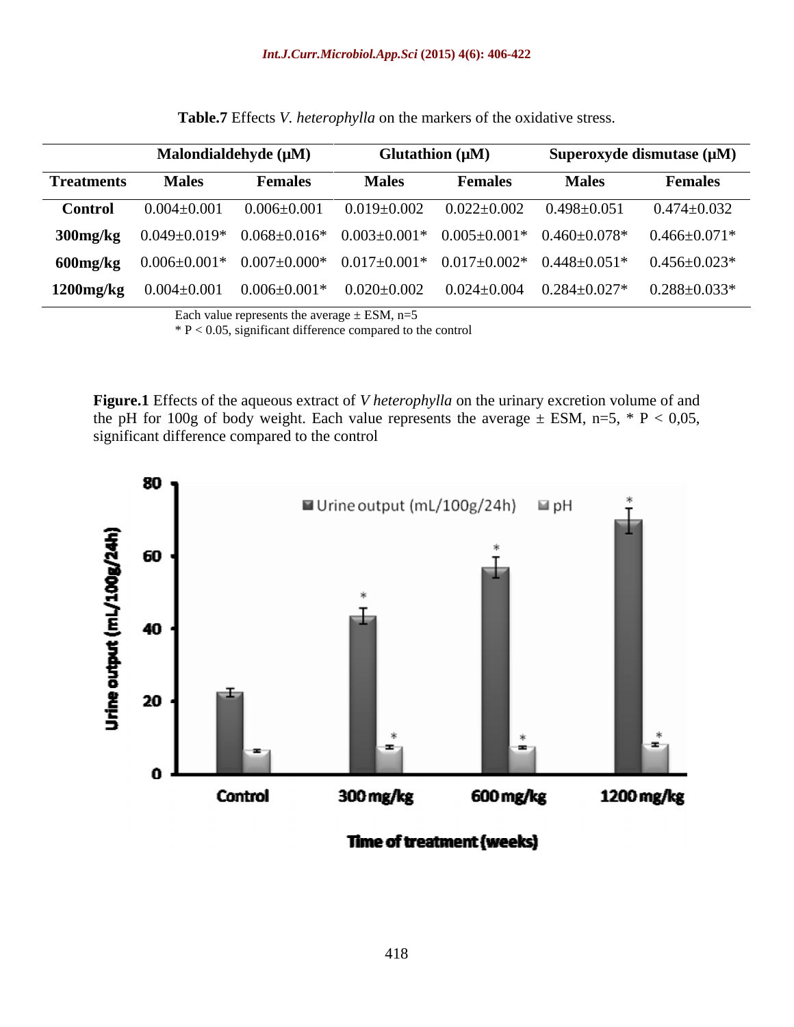**Table.7** Effects *V. heterophylla* on the markers of the oxidative stress.

| | Malondialdehyde (µM) | | Glutathion (µM) | | Superoxyde dismutase (µM) | |
|---|---|---|---|---|---|---|
| **Treatments** | **Males** | **Females** | **Males** | **Females** | **Males** | **Females** |
| **Control** | 0.004±0.001 | 0.006±0.001 | 0.019±0.002 | 0.022±0.002 | 0.498±0.051 | 0.474±0.032 |
| **300mg/kg** | 0.049±0.019* | 0.068±0.016* | 0.003±0.001* | 0.005±0.001* | 0.460±0.078* | 0.466±0.071* |
| **600mg/kg** | 0.006±0.001* | 0.007±0.000* | 0.017±0.001* | 0.017±0.002* | 0.448±0.051* | 0.456±0.023* |
| **1200mg/kg** | 0.004±0.001 | 0.006±0.001* | 0.020±0.002 | 0.024±0.004 | 0.284±0.027* | 0.288±0.033* |

Each value represents the average ± ESM, n=5

* P < 0.05, significant difference compared to the control

**Figure.1** Effects of the aqueous extract of *V heterophylla* on the urinary excretion volume of and the pH for 100g of body weight. Each value represents the average ± ESM, n=5, * P < 0,05, significant difference compared to the control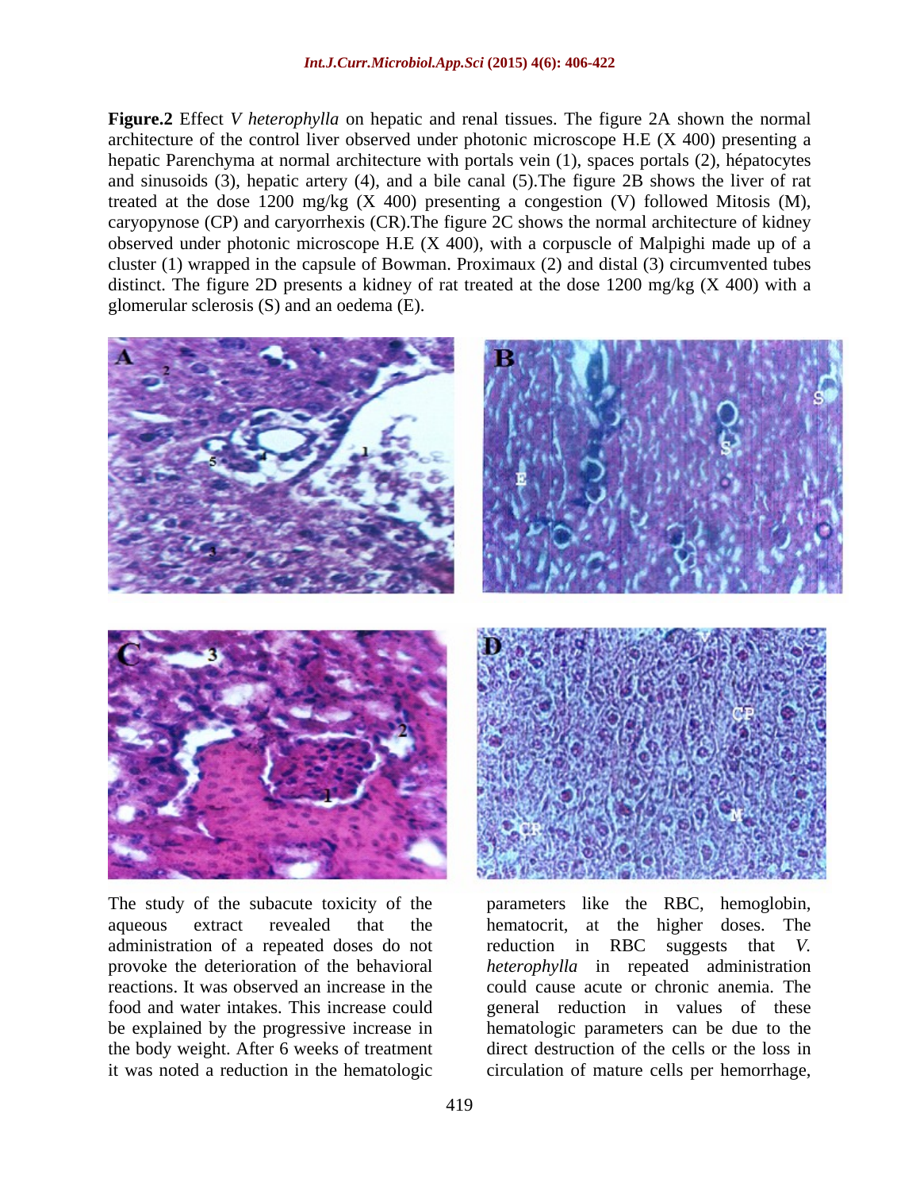**Figure.2** Effect *V heterophylla* on hepatic and renal tissues. The figure 2A shown the normal architecture of the control liver observed under photonic microscope H.E (X 400) presenting a hepatic Parenchyma at normal architecture with portals vein (1), spaces portals (2), hépatocytes and sinusoids (3), hepatic artery (4), and a bile canal (5).The figure 2B shows the liver of rat treated at the dose 1200 mg/kg (X 400) presenting a congestion (V) followed Mitosis (M), caryopynose (CP) and caryorrhexis (CR).The figure 2C shows the normal architecture of kidney observed under photonic microscope H.E (X 400), with a corpuscle of Malpighi made up of a cluster (1) wrapped in the capsule of Bowman. Proximaux (2) and distal (3) circumvented tubes distinct. The figure 2D presents a kidney of rat treated at the dose 1200 mg/kg (X 400) with a glomerular sclerosis (S) and an oedema (E).

The study of the subacute toxicity of the aqueous extract revealed that the administration of a repeated doses do not provoke the deterioration of the behavioral reactions. It was observed an increase in the food and water intakes. This increase could be explained by the progressive increase in the body weight. After 6 weeks of treatment it was noted a reduction in the hematologic parameters like the RBC, hemoglobin, hematocrit, at the higher doses. The reduction in RBC suggests that *V. heterophylla* in repeated administration could cause acute or chronic anemia. The general reduction in values of these hematologic parameters can be due to the direct destruction of the cells or the loss in circulation of mature cells per hemorrhage,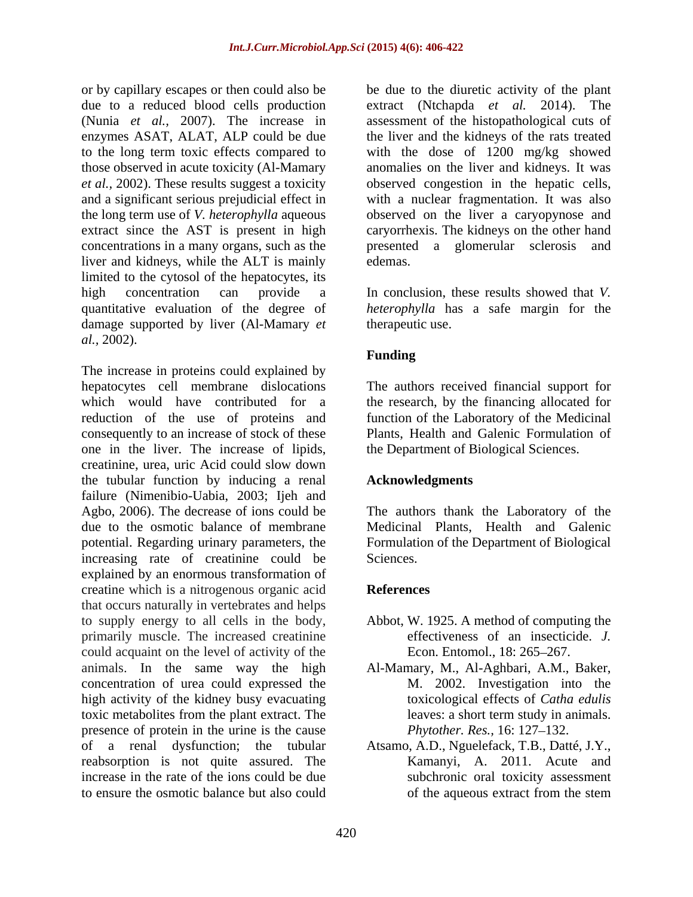or by capillary escapes or then could also be due to a reduced blood cells production (Nunia *et al.,* 2007). The increase in enzymes ASAT, ALAT, ALP could be due to the long term toxic effects compared to those observed in acute toxicity (Al-Mamary *et al.,* 2002). These results suggest a toxicity and a significant serious prejudicial effect in the long term use of *V. heterophylla* aqueous extract since the AST is present in high concentrations in a many organs, such as the liver and kidneys, while the ALT is mainly limited to the cytosol of the hepatocytes, its high concentration can provide a quantitative evaluation of the degree of damage supported by liver (Al-Mamary *et al.,* 2002).

The increase in proteins could explained by hepatocytes cell membrane dislocations which would have contributed for a reduction of the use of proteins and consequently to an increase of stock of these one in the liver. The increase of lipids, creatinine, urea, uric Acid could slow down the tubular function by inducing a renal failure (Nimenibio-Uabia, 2003; Ijeh and Agbo, 2006). The decrease of ions could be due to the osmotic balance of membrane potential. Regarding urinary parameters, the increasing rate of creatinine could be explained by an enormous transformation of creatine which is a nitrogenous organic acid that occurs naturally in vertebrates and helps to supply energy to all cells in the body, primarily muscle. The increased creatinine could acquaint on the level of activity of the animals. In the same way the high concentration of urea could expressed the high activity of the kidney busy evacuating toxic metabolites from the plant extract. The presence of protein in the urine is the cause of a renal dysfunction; the tubular reabsorption is not quite assured. The increase in the rate of the ions could be due to ensure the osmotic balance but also could be due to the diuretic activity of the plant extract (Ntchapda *et al.* 2014). The assessment of the histopathological cuts of the liver and the kidneys of the rats treated with the dose of 1200 mg/kg showed anomalies on the liver and kidneys. It was observed congestion in the hepatic cells, with a nuclear fragmentation. It was also observed on the liver a caryopynose and caryorrhexis. The kidneys on the other hand presented a glomerular sclerosis and edemas.

In conclusion, these results showed that *V. heterophylla* has a safe margin for the therapeutic use.

## Funding

The authors received financial support for the research, by the financing allocated for function of the Laboratory of the Medicinal Plants, Health and Galenic Formulation of the Department of Biological Sciences.

## Acknowledgments

The authors thank the Laboratory of the Medicinal Plants, Health and Galenic Formulation of the Department of Biological Sciences.

## References

Abbot, W. 1925. A method of computing the effectiveness of an insecticide. *J.* Econ. Entomol., 18: 265–267.

Al-Mamary, M., Al-Aghbari, A.M., Baker, M. 2002. Investigation into the toxicological effects of *Catha edulis* leaves: a short term study in animals. *Phytother. Res.,* 16: 127–132.

Atsamo, A.D., Nguelefack, T.B., Datté, J.Y., Kamanyi, A. 2011. Acute and subchronic oral toxicity assessment of the aqueous extract from the stem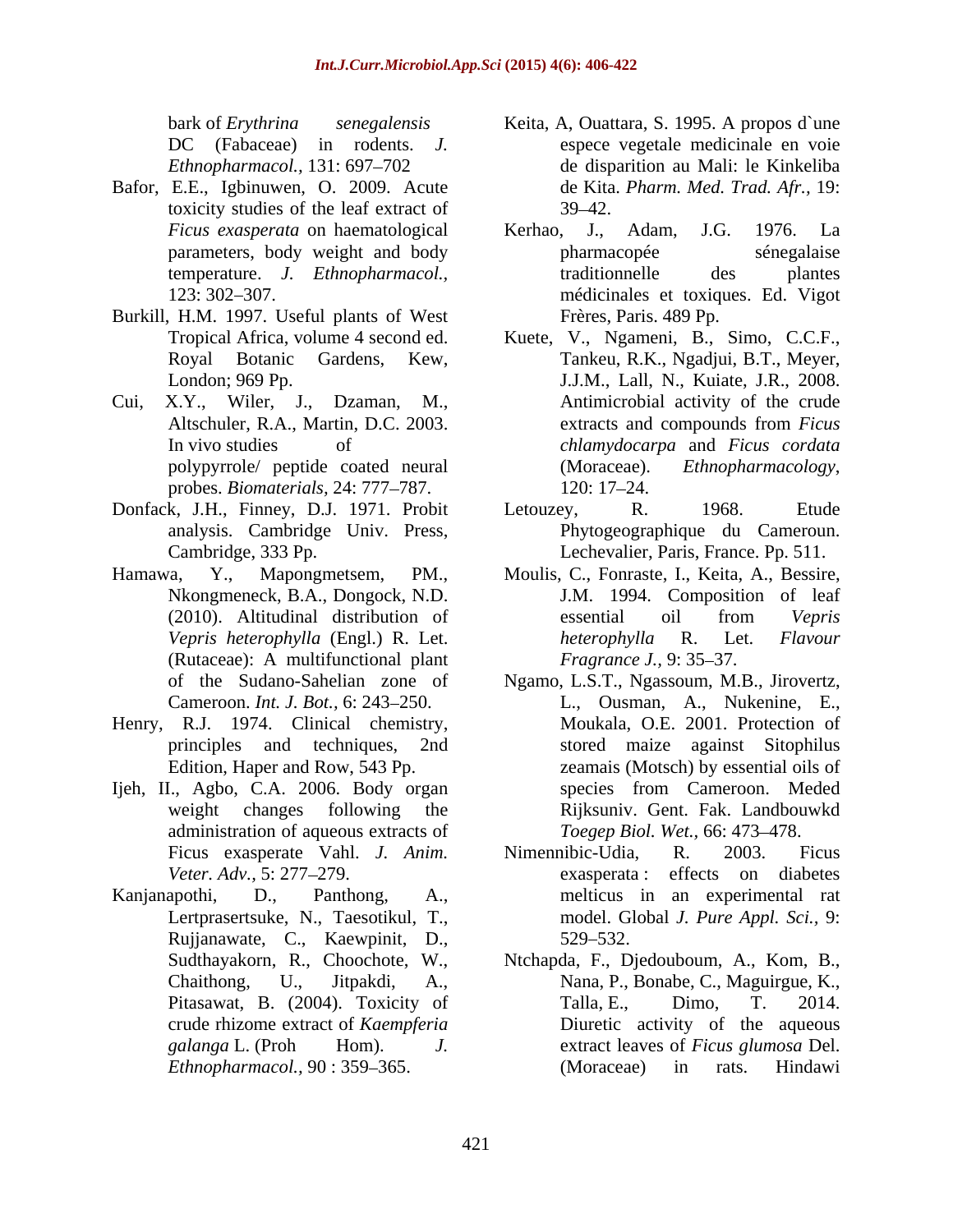bark of *Erythrina senegalensis* DC (Fabaceae) in rodents. *J. Ethnopharmacol.,* 131: 697–702

Bafor, E.E., Igbinuwen, O. 2009. Acute toxicity studies of the leaf extract of *Ficus exasperata* on haematological parameters, body weight and body temperature. *J. Ethnopharmacol.,* 123: 302–307.

Burkill, H.M. 1997. Useful plants of West Tropical Africa, volume 4 second ed. Royal Botanic Gardens, Kew, London; 969 Pp.

Cui, X.Y., Wiler, J., Dzaman, M., Altschuler, R.A., Martin, D.C. 2003. In vivo studies of polypyrrole/ peptide coated neural probes. *Biomaterials,* 24: 777–787.

Donfack, J.H., Finney, D.J. 1971. Probit analysis. Cambridge Univ. Press, Cambridge, 333 Pp.

Hamawa, Y., Mapongmetsem, PM., Nkongmeneck, B.A., Dongock, N.D. (2010). Altitudinal distribution of *Vepris heterophylla* (Engl.) R. Let. (Rutaceae): A multifunctional plant of the Sudano-Sahelian zone of Cameroon. *Int. J. Bot.,* 6: 243–250.

Henry, R.J. 1974. Clinical chemistry, principles and techniques, 2nd Edition, Haper and Row, 543 Pp.

Ijeh, II., Agbo, C.A. 2006. Body organ weight changes following the administration of aqueous extracts of Ficus exasperate Vahl. *J. Anim. Veter. Adv.,* 5: 277–279.

Kanjanapothi, D., Panthong, A., Lertprasertsuke, N., Taesotikul, T., Rujjanawate, C., Kaewpinit, D., Sudthayakorn, R., Choochote, W., Chaithong, U., Jitpakdi, A., Pitasawat, B. (2004). Toxicity of crude rhizome extract of *Kaempferia galanga* L. (Proh Hom). *J. Ethnopharmacol.,* 90 : 359–365.

Keita, A, Ouattara, S. 1995. A propos d`une espece vegetale medicinale en voie de disparition au Mali: le Kinkeliba de Kita. *Pharm. Med. Trad. Afr.,* 19: 39–42.

Kerhao, J., Adam, J.G. 1976. La pharmacopée sénegalaise traditionnelle des plantes médicinales et toxiques. Ed. Vigot Frères, Paris. 489 Pp.

Kuete, V., Ngameni, B., Simo, C.C.F., Tankeu, R.K., Ngadjui, B.T., Meyer, J.J.M., Lall, N., Kuiate, J.R., 2008. Antimicrobial activity of the crude extracts and compounds from *Ficus chlamydocarpa* and *Ficus cordata* (Moraceae). *Ethnopharmacology*, 120: 17–24.

Letouzey, R. 1968. Etude Phytogeographique du Cameroun. Lechevalier, Paris, France. Pp. 511.

Moulis, C., Fonraste, I., Keita, A., Bessire, J.M. 1994. Composition of leaf essential oil from *Vepris heterophylla* R. Let. *Flavour Fragrance J.,* 9: 35–37.

Ngamo, L.S.T., Ngassoum, M.B., Jirovertz, L., Ousman, A., Nukenine, E., Moukala, O.E. 2001. Protection of stored maize against Sitophilus zeamais (Motsch) by essential oils of species from Cameroon. Meded Rijksuniv. Gent. Fak. Landbouwkd *Toegep Biol. Wet.,* 66: 473–478.

Nimennibic-Udia, R. 2003. Ficus exasperata : effects on diabetes melticus in an experimental rat model. Global *J. Pure Appl. Sci.,* 9: 529–532.

Ntchapda, F., Djedouboum, A., Kom, B., Nana, P., Bonabe, C., Maguirgue, K., Talla, E., Dimo, T. 2014. Diuretic activity of the aqueous extract leaves of *Ficus glumosa* Del. (Moraceae) in rats. Hindawi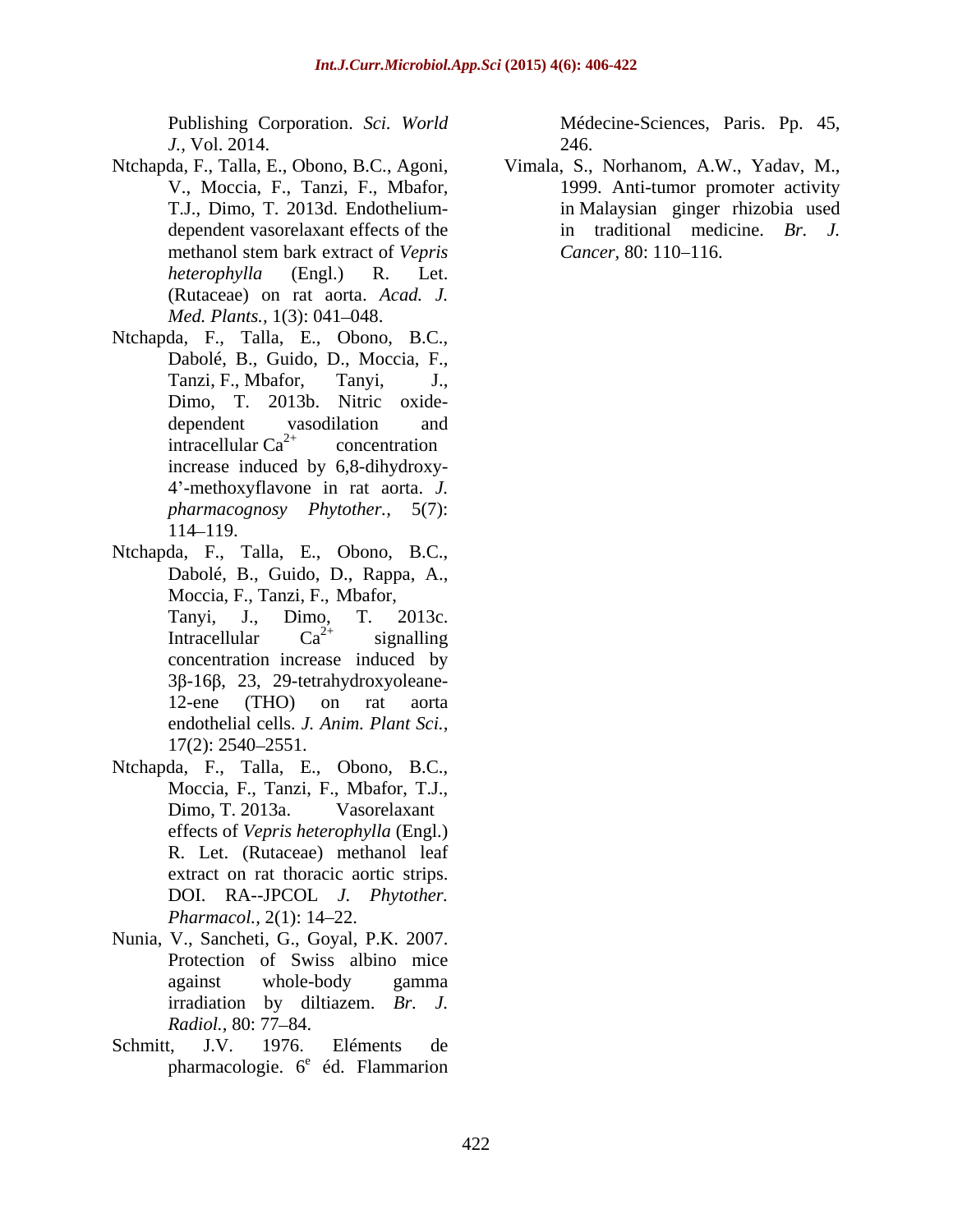Publishing Corporation. *Sci. World J.*, Vol. 2014.

Ntchapda, F., Talla, E., Obono, B.C., Agoni, V., Moccia, F., Tanzi, F., Mbafor, T.J., Dimo, T. 2013d. Endothelium-dependent vasorelaxant effects of the methanol stem bark extract of *Vepris heterophylla* (Engl.) R. Let. (Rutaceae) on rat aorta. *Acad. J. Med. Plants.*, 1(3): 041–048.

Ntchapda, F., Talla, E., Obono, B.C., Dabolé, B., Guido, D., Moccia, F., Tanzi, F., Mbafor, Tanyi, J., Dimo, T. 2013b. Nitric oxide-dependent vasodilation and intracellular $Ca^{2+}$ concentration increase induced by 6,8-dihydroxy-4'-methoxyflavone in rat aorta. *J. pharmacognosy Phytother.*, 5(7): 114–119.

Ntchapda, F., Talla, E., Obono, B.C., Dabolé, B., Guido, D., Rappa, A., Moccia, F., Tanzi, F., Mbafor, Tanyi, J., Dimo, T. 2013c. Intracellular $Ca^{2+}$ signalling concentration increase induced by 3β-16β, 23, 29-tetrahydroxyoleane-12-ene (THO) on rat aorta endothelial cells. *J. Anim. Plant Sci.*, 17(2): 2540–2551.

Ntchapda, F., Talla, E., Obono, B.C., Moccia, F., Tanzi, F., Mbafor, T.J., Dimo, T. 2013a. Vasorelaxant effects of *Vepris heterophylla* (Engl.) R. Let. (Rutaceae) methanol leaf extract on rat thoracic aortic strips. DOI. RA--JPCOL *J. Phytother. Pharmacol.*, 2(1): 14–22.

Nunia, V., Sancheti, G., Goyal, P.K. 2007. Protection of Swiss albino mice against whole-body gamma irradiation by diltiazem. *Br. J. Radiol.*, 80: 77–84.

Schmitt, J.V. 1976. Eléments de pharmacologie. 6[e] éd. Flammarion Médecine-Sciences, Paris. Pp. 45, 246.

Vimala, S., Norhanom, A.W., Yadav, M., 1999. Anti-tumor promoter activity in Malaysian ginger rhizobia used in traditional medicine. *Br. J. Cancer*, 80: 110–116.